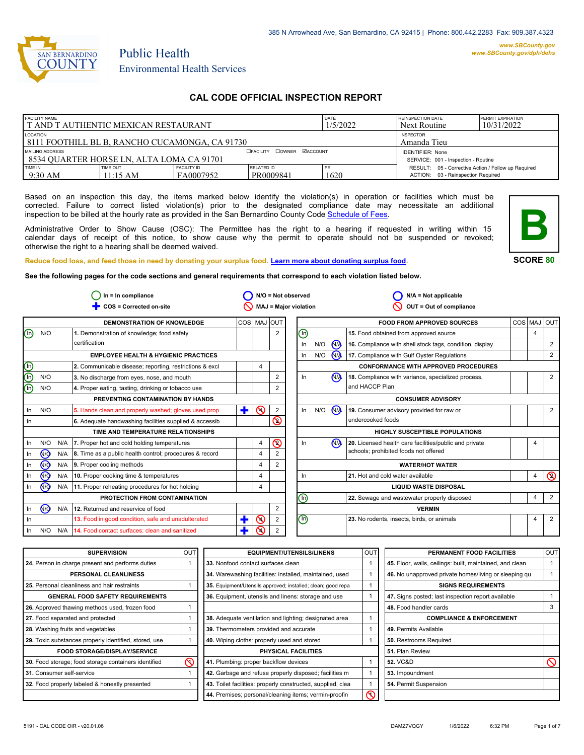385 N Arrowhead Ave, San Bernardino, CA 92415 | Phone: 800.442.2283 Fax: 909.387.4323

www.SBCounty.gov
www.SBCounty.gov/dph/dehs

SAN BERNARDINO COUNTY

Public Health
Environmental Health Services

# CAL CODE OFFICIAL INSPECTION REPORT

| FACILITY NAME | | | | DATE | REINSPECTION DATE | PERMIT EXPIRATION |
|---|---|---|---|---|---|---|
| T AND T AUTHENTIC MEXICAN RESTAURANT | | | | 1/5/2022 | Next Routine | 10/31/2022 |
| LOCATION: 8111 FOOTHILL BL B, RANCHO CUCAMONGA, CA 91730 | | | | | INSPECTOR: Amanda Tieu | |
| MAILING ADDRESS: 8534 QUARTER HORSE LN, ALTA LOMA CA 91701 ☐FACILITY ☐OWNER ☑ACCOUNT | | | | | IDENTIFIER: None; SERVICE: 001 - Inspection - Routine | |
| TIME IN: 9:30 AM | TIME OUT: 11:15 AM | FACILITY ID: FA0007952 | RELATED ID: PR0009841 | PE: 1620 | RESULT: 05 - Corrective Action / Follow up Required; ACTION: 03 - Reinspection Required | |

Based on an inspection this day, the items marked below identify the violation(s) in operation or facilities which must be corrected. Failure to correct listed violation(s) prior to the designated compliance date may necessitate an additional inspection to be billed at the hourly rate as provided in the San Bernardino County Code Schedule of Fees.

Administrative Order to Show Cause (OSC): The Permittee has the right to a hearing if requested in writing within 15 calendar days of receipt of this notice, to show cause why the permit to operate should not be suspended or revoked; otherwise the right to a hearing shall be deemed waived.

**B**

**SCORE 80**

Reduce food loss, and feed those in need by donating your surplus food. Learn more about donating surplus food.

**See the following pages for the code sections and general requirements that correspond to each violation listed below.**

In = In compliance; COS = Corrected on-site; N/O = Not observed; MAJ = Major violation; N/A = Not applicable; OUT = Out of compliance

| | | | DEMONSTRATION OF KNOWLEDGE | COS | MAJ | OUT |
|---|---|---|---|---|---|---|
| (In) | N/O | | 1. Demonstration of knowledge; food safety certification | | | 2 |
| | | | **EMPLOYEE HEALTH & HYGIENIC PRACTICES** | | | |
| (In) | | | 2. Communicable disease; reporting, restrictions & excl | | 4 | |
| (In) | N/O | | 3. No discharge from eyes, nose, and mouth | | | 2 |
| (In) | N/O | | 4. Proper eating, tasting, drinking or tobacco use | | | 2 |
| | | | **PREVENTING CONTAMINATION BY HANDS** | | | |
| In | N/O | | 5. Hands clean and properly washed; gloves used prop | ✚ | ⊘ | 2 |
| In | | | 6. Adequate handwashing facilities supplied & accessib | | | ⊘ |
| | | | **TIME AND TEMPERATURE RELATIONSHIPS** | | | |
| In | N/O | N/A | 7. Proper hot and cold holding temperatures | | 4 | ⊘ |
| In | (N/O) | N/A | 8. Time as a public health control; procedures & record | | 4 | 2 |
| In | (N/O) | N/A | 9. Proper cooling methods | | 4 | 2 |
| In | (N/O) | N/A | 10. Proper cooking time & temperatures | | 4 | |
| In | (N/O) | N/A | 11. Proper reheating procedures for hot holding | | 4 | |
| | | | **PROTECTION FROM CONTAMINATION** | | | |
| In | (N/O) | N/A | 12. Returned and reservice of food | | | 2 |
| In | | | 13. Food in good condition, safe and unadulterated | ✚ | ⊘ | 2 |
| In | N/O | N/A | 14. Food contact surfaces: clean and sanitized | ✚ | ⊘ | 2 |

| | | | FOOD FROM APPROVED SOURCES | COS | MAJ | OUT |
|---|---|---|---|---|---|---|
| (In) | | | 15. Food obtained from approved source | | 4 | |
| In | N/O | (N/A) | 16. Compliance with shell stock tags, condition, display | | | 2 |
| In | N/O | (N/A) | 17. Compliance with Gulf Oyster Regulations | | | 2 |
| | | | **CONFORMANCE WITH APPROVED PROCEDURES** | | | |
| In | | (N/A) | 18. Compliance with variance, specialized process, and HACCP Plan | | | 2 |
| | | | **CONSUMER ADVISORY** | | | |
| In | N/O | (N/A) | 19. Consumer advisory provided for raw or undercooked foods | | | 2 |
| | | | **HIGHLY SUSCEPTIBLE POPULATIONS** | | | |
| In | | (N/A) | 20. Licensed health care facilities/public and private schools; prohibited foods not offered | | 4 | |
| | | | **WATER/HOT WATER** | | | |
| In | | | 21. Hot and cold water available | | 4 | ⊘ |
| | | | **LIQUID WASTE DISPOSAL** | | | |
| (In) | | | 22. Sewage and wastewater properly disposed | | 4 | 2 |
| | | | **VERMIN** | | | |
| (In) | | | 23. No rodents, insects, birds, or animals | | 4 | 2 |

| SUPERVISION | OUT |
|---|---|
| 24. Person in charge present and performs duties | 1 |
| **PERSONAL CLEANLINESS** | |
| 25. Personal cleanliness and hair restraints | 1 |
| **GENERAL FOOD SAFETY REQUIREMENTS** | |
| 26. Approved thawing methods used, frozen food | 1 |
| 27. Food separated and protected | 1 |
| 28. Washing fruits and vegetables | 1 |
| 29. Toxic substances properly identified, stored, use | 1 |
| **FOOD STORAGE/DISPLAY/SERVICE** | |
| 30. Food storage; food storage containers identified | ⊘ |
| 31. Consumer self-service | 1 |
| 32. Food properly labeled & honestly presented | 1 |

| EQUIPMENT/UTENSILS/LINENS | OUT |
|---|---|
| 33. Nonfood contact surfaces clean | 1 |
| 34. Warewashing facilities: installed, maintained, used | 1 |
| 35. Equipment/Utensils approved; installed; clean; good repa | 1 |
| 36. Equipment, utensils and linens: storage and use | 1 |
| | |
| 38. Adequate ventilation and lighting; designated area | 1 |
| 39. Thermometers provided and accurate | 1 |
| 40. Wiping cloths: properly used and stored | 1 |
| **PHYSICAL FACILITIES** | |
| 41. Plumbing: proper backflow devices | 1 |
| 42. Garbage and refuse properly disposed; facilities m | 1 |
| 43. Toilet facilities: properly constructed, supplied, clea | 1 |
| 44. Premises; personal/cleaning items; vermin-proofin | ⊘ |

| PERMANENT FOOD FACILITIES | OUT |
|---|---|
| 45. Floor, walls, ceilings: built, maintained, and clean | 1 |
| 46. No unapproved private homes/living or sleeping qu | 1 |
| **SIGNS REQUIREMENTS** | |
| 47. Signs posted; last inspection report available | 1 |
| 48. Food handler cards | 3 |
| **COMPLIANCE & ENFORCEMENT** | |
| 49. Permits Available | |
| 50. Restrooms Required | |
| 51. Plan Review | |
| 52. VC&D | ⊘ |
| 53. Impoundment | |
| 54. Permit Suspension | |

5191 - CAL CODE OIR - v20.01.06 DAMZ7VQGY 1/6/2022 6:32 PM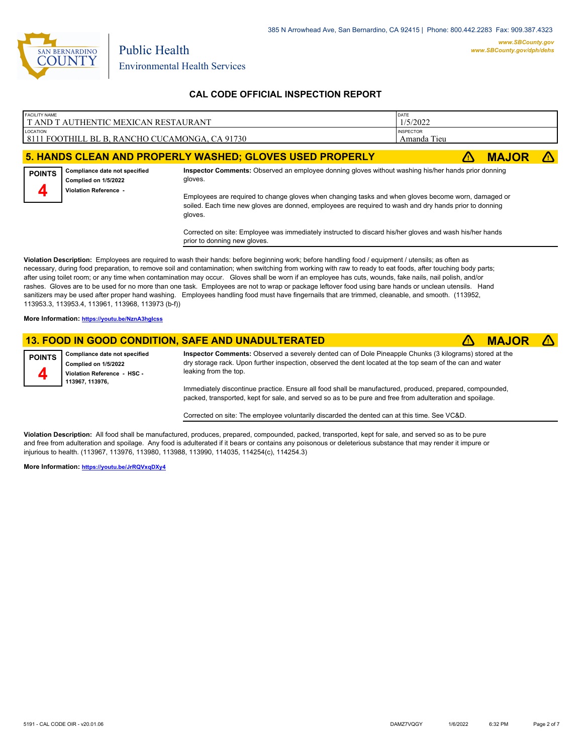San Bernardino County Public Health — Environmental Health Services

385 N Arrowhead Ave, San Bernardino, CA 92415 | Phone: 800.442.2283 Fax: 909.387.4323

www.SBCounty.gov
www.SBCounty.gov/dph/dehs

## CAL CODE OFFICIAL INSPECTION REPORT

| FACILITY NAME | DATE |
|---|---|
| T AND T AUTHENTIC MEXICAN RESTAURANT | 1/5/2022 |
| **LOCATION** | **INSPECTOR** |
| 8111 FOOTHILL BL B, RANCHO CUCAMONGA, CA 91730 | Amanda Tieu |

## 5. HANDS CLEAN AND PROPERLY WASHED; GLOVES USED PROPERLY — MAJOR

**POINTS 4**

**Compliance date not specified**
**Complied on 1/5/2022**
**Violation Reference -**

**Inspector Comments:** Observed an employee donning gloves without washing his/her hands prior donning gloves.

Employees are required to change gloves when changing tasks and when gloves become worn, damaged or soiled. Each time new gloves are donned, employees are required to wash and dry hands prior to donning gloves.

Corrected on site: Employee was immediately instructed to discard his/her gloves and wash his/her hands prior to donning new gloves.

**Violation Description:** Employees are required to wash their hands: before beginning work; before handling food / equipment / utensils; as often as necessary, during food preparation, to remove soil and contamination; when switching from working with raw to ready to eat foods, after touching body parts; after using toilet room; or any time when contamination may occur. Gloves shall be worn if an employee has cuts, wounds, fake nails, nail polish, and/or rashes. Gloves are to be used for no more than one task. Employees are not to wrap or package leftover food using bare hands or unclean utensils. Hand sanitizers may be used after proper hand washing. Employees handling food must have fingernails that are trimmed, cleanable, and smooth. (113952, 113953.3, 113953.4, 113961, 113968, 113973 (b-f))

**More Information:** https://youtu.be/NznA3hglcss

## 13. FOOD IN GOOD CONDITION, SAFE AND UNADULTERATED — MAJOR

**POINTS 4**

**Compliance date not specified**
**Complied on 1/5/2022**
**Violation Reference - HSC - 113967, 113976,**

**Inspector Comments:** Observed a severely dented can of Dole Pineapple Chunks (3 kilograms) stored at the dry storage rack. Upon further inspection, observed the dent located at the top seam of the can and water leaking from the top.

Immediately discontinue practice. Ensure all food shall be manufactured, produced, prepared, compounded, packed, transported, kept for sale, and served so as to be pure and free from adulteration and spoilage.

Corrected on site: The employee voluntarily discarded the dented can at this time. See VC&D.

**Violation Description:** All food shall be manufactured, produces, prepared, compounded, packed, transported, kept for sale, and served so as to be pure and free from adulteration and spoilage. Any food is adulterated if it bears or contains any poisonous or deleterious substance that may render it impure or injurious to health. (113967, 113976, 113980, 113988, 113990, 114035, 114254(c), 114254.3)

**More Information:** https://youtu.be/JrRQVxqDXy4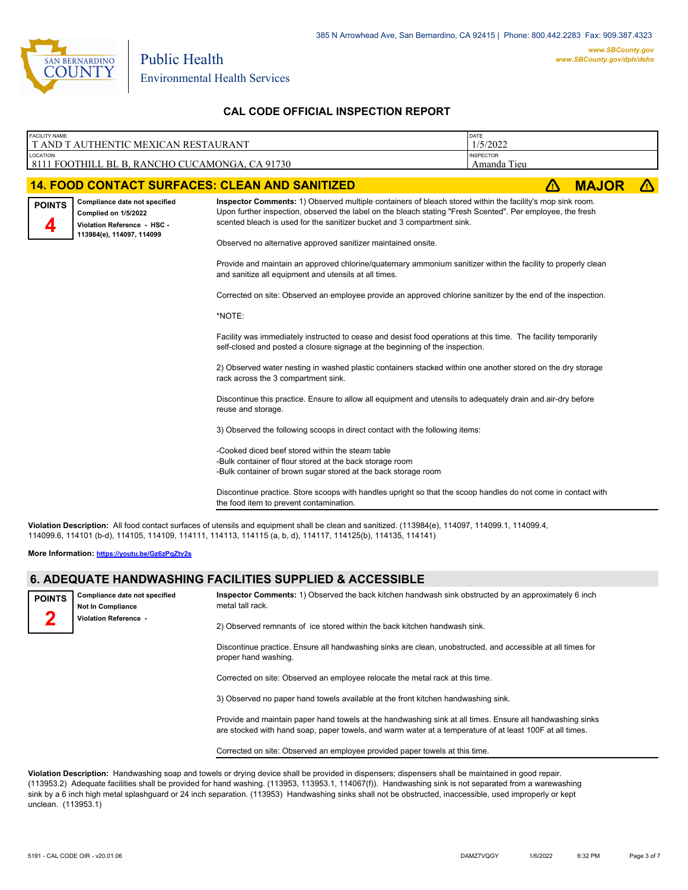Public Health
Environmental Health Services

385 N Arrowhead Ave, San Bernardino, CA 92415 | Phone: 800.442.2283 Fax: 909.387.4323
www.SBCounty.gov
www.SBCounty.gov/dph/dehs

# CAL CODE OFFICIAL INSPECTION REPORT

| FACILITY NAME | DATE |
|---|---|
| T AND T AUTHENTIC MEXICAN RESTAURANT | 1/5/2022 |
| **LOCATION** | **INSPECTOR** |
| 8111 FOOTHILL BL B, RANCHO CUCAMONGA, CA 91730 | Amanda Tieu |

## 14. FOOD CONTACT SURFACES: CLEAN AND SANITIZED — MAJOR

**POINTS 4**

**Compliance date not specified**
**Complied on 1/5/2022**
**Violation Reference - HSC - 113984(e), 114097, 114099**

**Inspector Comments:** 1) Observed multiple containers of bleach stored within the facility's mop sink room. Upon further inspection, observed the label on the bleach stating "Fresh Scented". Per employee, the fresh scented bleach is used for the sanitizer bucket and 3 compartment sink.

Observed no alternative approved sanitizer maintained onsite.

Provide and maintain an approved chlorine/quaternary ammonium sanitizer within the facility to properly clean and sanitize all equipment and utensils at all times.

Corrected on site: Observed an employee provide an approved chlorine sanitizer by the end of the inspection.

*NOTE:

Facility was immediately instructed to cease and desist food operations at this time. The facility temporarily self-closed and posted a closure signage at the beginning of the inspection.

2) Observed water nesting in washed plastic containers stacked within one another stored on the dry storage rack across the 3 compartment sink.

Discontinue this practice. Ensure to allow all equipment and utensils to adequately drain and air-dry before reuse and storage.

3) Observed the following scoops in direct contact with the following items:

-Cooked diced beef stored within the steam table
-Bulk container of flour stored at the back storage room
-Bulk container of brown sugar stored at the back storage room

Discontinue practice. Store scoops with handles upright so that the scoop handles do not come in contact with the food item to prevent contamination.

**Violation Description:** All food contact surfaces of utensils and equipment shall be clean and sanitized. (113984(e), 114097, 114099.1, 114099.4, 114099.6, 114101 (b-d), 114105, 114109, 114111, 114113, 114115 (a, b, d), 114117, 114125(b), 114135, 114141)

**More Information:** https://youtu.be/Gz6zPqZtv2s

## 6. ADEQUATE HANDWASHING FACILITIES SUPPLIED & ACCESSIBLE

**POINTS 2**

**Compliance date not specified**
**Not In Compliance**
**Violation Reference -**

**Inspector Comments:** 1) Observed the back kitchen handwash sink obstructed by an approximately 6 inch metal tall rack.

2) Observed remnants of ice stored within the back kitchen handwash sink.

Discontinue practice. Ensure all handwashing sinks are clean, unobstructed, and accessible at all times for proper hand washing.

Corrected on site: Observed an employee relocate the metal rack at this time.

3) Observed no paper hand towels available at the front kitchen handwashing sink.

Provide and maintain paper hand towels at the handwashing sink at all times. Ensure all handwashing sinks are stocked with hand soap, paper towels, and warm water at a temperature of at least 100F at all times.

Corrected on site: Observed an employee provided paper towels at this time.

**Violation Description:** Handwashing soap and towels or drying device shall be provided in dispensers; dispensers shall be maintained in good repair. (113953.2) Adequate facilities shall be provided for hand washing. (113953, 113953.1, 114067(f)). Handwashing sink is not separated from a warewashing sink by a 6 inch high metal splashguard or 24 inch separation. (113953) Handwashing sinks shall not be obstructed, inaccessible, used improperly or kept unclean. (113953.1)

5191 - CAL CODE OIR - v20.01.06 DAMZ7VQGY 1/6/2022 6:32 PM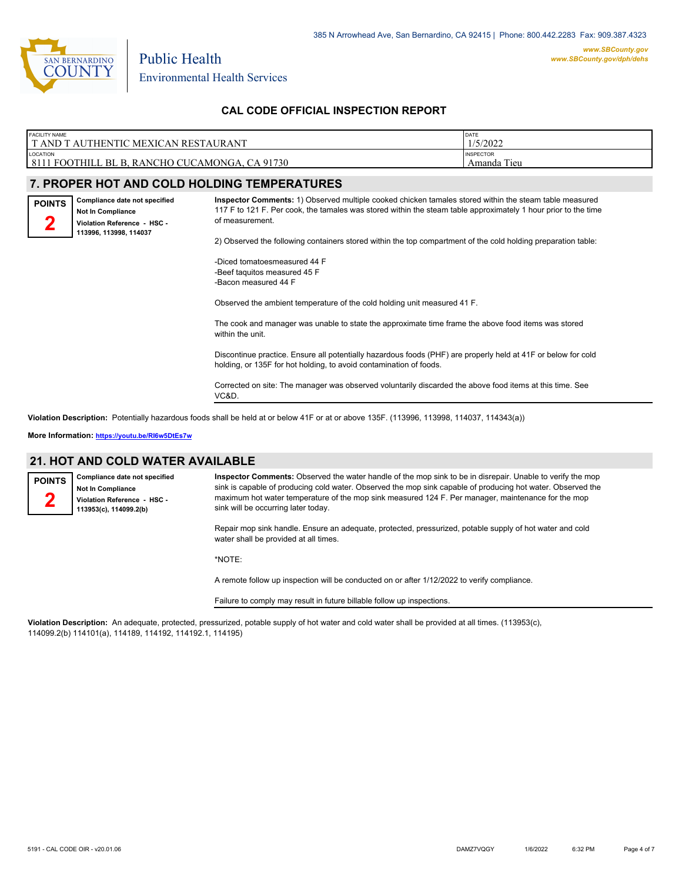385 N Arrowhead Ave, San Bernardino, CA 92415 | Phone: 800.442.2283 Fax: 909.387.4323

www.SBCounty.gov
www.SBCounty.gov/dph/dehs

Public Health
Environmental Health Services

## CAL CODE OFFICIAL INSPECTION REPORT

| FACILITY NAME | DATE |
|---|---|
| T AND T AUTHENTIC MEXICAN RESTAURANT | 1/5/2022 |
| LOCATION | INSPECTOR |
| 8111 FOOTHILL BL B, RANCHO CUCAMONGA, CA 91730 | Amanda Tieu |

## 7. PROPER HOT AND COLD HOLDING TEMPERATURES

**POINTS 2**

**Compliance date not specified**
**Not In Compliance**
**Violation Reference - HSC - 113996, 113998, 114037**

**Inspector Comments:** 1) Observed multiple cooked chicken tamales stored within the steam table measured 117 F to 121 F. Per cook, the tamales was stored within the steam table approximately 1 hour prior to the time of measurement.

2) Observed the following containers stored within the top compartment of the cold holding preparation table:

-Diced tomatoesmeasured 44 F
-Beef taquitos measured 45 F
-Bacon measured 44 F

Observed the ambient temperature of the cold holding unit measured 41 F.

The cook and manager was unable to state the approximate time frame the above food items was stored within the unit.

Discontinue practice. Ensure all potentially hazardous foods (PHF) are properly held at 41F or below for cold holding, or 135F for hot holding, to avoid contamination of foods.

Corrected on site: The manager was observed voluntarily discarded the above food items at this time. See VC&D.

**Violation Description:** Potentially hazardous foods shall be held at or below 41F or at or above 135F. (113996, 113998, 114037, 114343(a))

**More Information:** https://youtu.be/RI6w5DtEs7w

## 21. HOT AND COLD WATER AVAILABLE

**POINTS 2**

**Compliance date not specified**
**Not In Compliance**
**Violation Reference - HSC - 113953(c), 114099.2(b)**

**Inspector Comments:** Observed the water handle of the mop sink to be in disrepair. Unable to verify the mop sink is capable of producing cold water. Observed the mop sink capable of producing hot water. Observed the maximum hot water temperature of the mop sink measured 124 F. Per manager, maintenance for the mop sink will be occurring later today.

Repair mop sink handle. Ensure an adequate, protected, pressurized, potable supply of hot water and cold water shall be provided at all times.

*NOTE:

A remote follow up inspection will be conducted on or after 1/12/2022 to verify compliance.

Failure to comply may result in future billable follow up inspections.

**Violation Description:** An adequate, protected, pressurized, potable supply of hot water and cold water shall be provided at all times. (113953(c), 114099.2(b) 114101(a), 114189, 114192, 114192.1, 114195)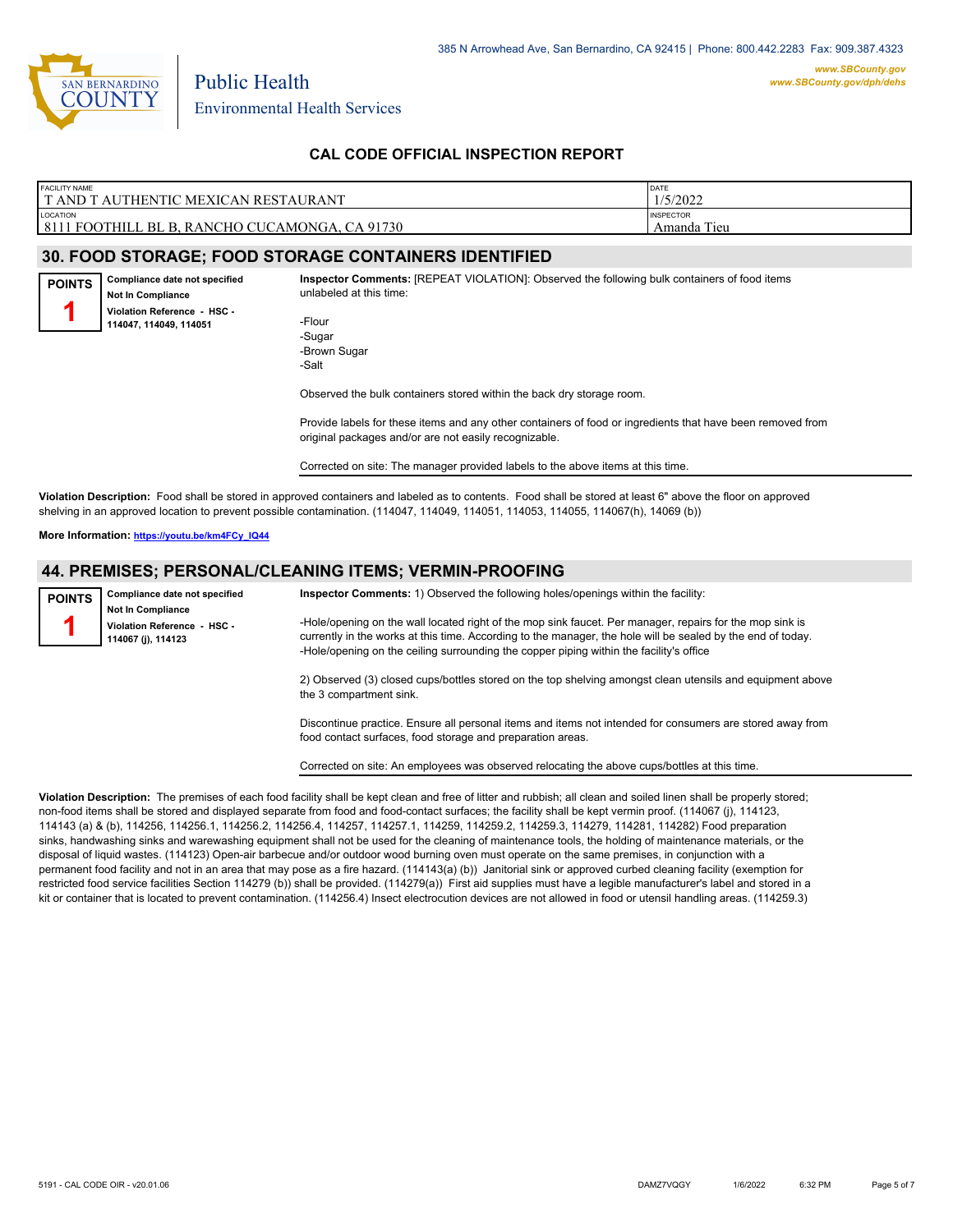385 N Arrowhead Ave, San Bernardino, CA 92415 | Phone: 800.442.2283 Fax: 909.387.4323

www.SBCounty.gov
www.SBCounty.gov/dph/dehs

Public Health
Environmental Health Services

## CAL CODE OFFICIAL INSPECTION REPORT

| FACILITY NAME | DATE |
|---|---|
| T AND T AUTHENTIC MEXICAN RESTAURANT | 1/5/2022 |
| LOCATION | INSPECTOR |
| 8111 FOOTHILL BL B, RANCHO CUCAMONGA, CA 91730 | Amanda Tieu |

## 30. FOOD STORAGE; FOOD STORAGE CONTAINERS IDENTIFIED

**POINTS** 1

**Compliance date not specified**
**Not In Compliance**
**Violation Reference - HSC - 114047, 114049, 114051**

**Inspector Comments:** [REPEAT VIOLATION]: Observed the following bulk containers of food items unlabeled at this time:

-Flour
-Sugar
-Brown Sugar
-Salt

Observed the bulk containers stored within the back dry storage room.

Provide labels for these items and any other containers of food or ingredients that have been removed from original packages and/or are not easily recognizable.

Corrected on site: The manager provided labels to the above items at this time.

**Violation Description:** Food shall be stored in approved containers and labeled as to contents. Food shall be stored at least 6" above the floor on approved shelving in an approved location to prevent possible contamination. (114047, 114049, 114051, 114053, 114055, 114067(h), 14069 (b))

**More Information:** https://youtu.be/km4FCy_IQ44

## 44. PREMISES; PERSONAL/CLEANING ITEMS; VERMIN-PROOFING

**POINTS** 1

**Compliance date not specified**
**Not In Compliance**
**Violation Reference - HSC - 114067 (j), 114123**

**Inspector Comments:** 1) Observed the following holes/openings within the facility:

-Hole/opening on the wall located right of the mop sink faucet. Per manager, repairs for the mop sink is currently in the works at this time. According to the manager, the hole will be sealed by the end of today.
-Hole/opening on the ceiling surrounding the copper piping within the facility's office

2) Observed (3) closed cups/bottles stored on the top shelving amongst clean utensils and equipment above the 3 compartment sink.

Discontinue practice. Ensure all personal items and items not intended for consumers are stored away from food contact surfaces, food storage and preparation areas.

Corrected on site: An employees was observed relocating the above cups/bottles at this time.

**Violation Description:** The premises of each food facility shall be kept clean and free of litter and rubbish; all clean and soiled linen shall be properly stored; non-food items shall be stored and displayed separate from food and food-contact surfaces; the facility shall be kept vermin proof. (114067 (j), 114123, 114143 (a) & (b), 114256, 114256.1, 114256.2, 114256.4, 114257, 114257.1, 114259, 114259.2, 114259.3, 114279, 114281, 114282) Food preparation sinks, handwashing sinks and warewashing equipment shall not be used for the cleaning of maintenance tools, the holding of maintenance materials, or the disposal of liquid wastes. (114123) Open-air barbecue and/or outdoor wood burning oven must operate on the same premises, in conjunction with a permanent food facility and not in an area that may pose as a fire hazard. (114143(a) (b)) Janitorial sink or approved curbed cleaning facility (exemption for restricted food service facilities Section 114279 (b)) shall be provided. (114279(a)) First aid supplies must have a legible manufacturer's label and stored in a kit or container that is located to prevent contamination. (114256.4) Insect electrocution devices are not allowed in food or utensil handling areas. (114259.3)

5191 - CAL CODE OIR - v20.01.06 DAMZ7VQGY 1/6/2022 6:32 PM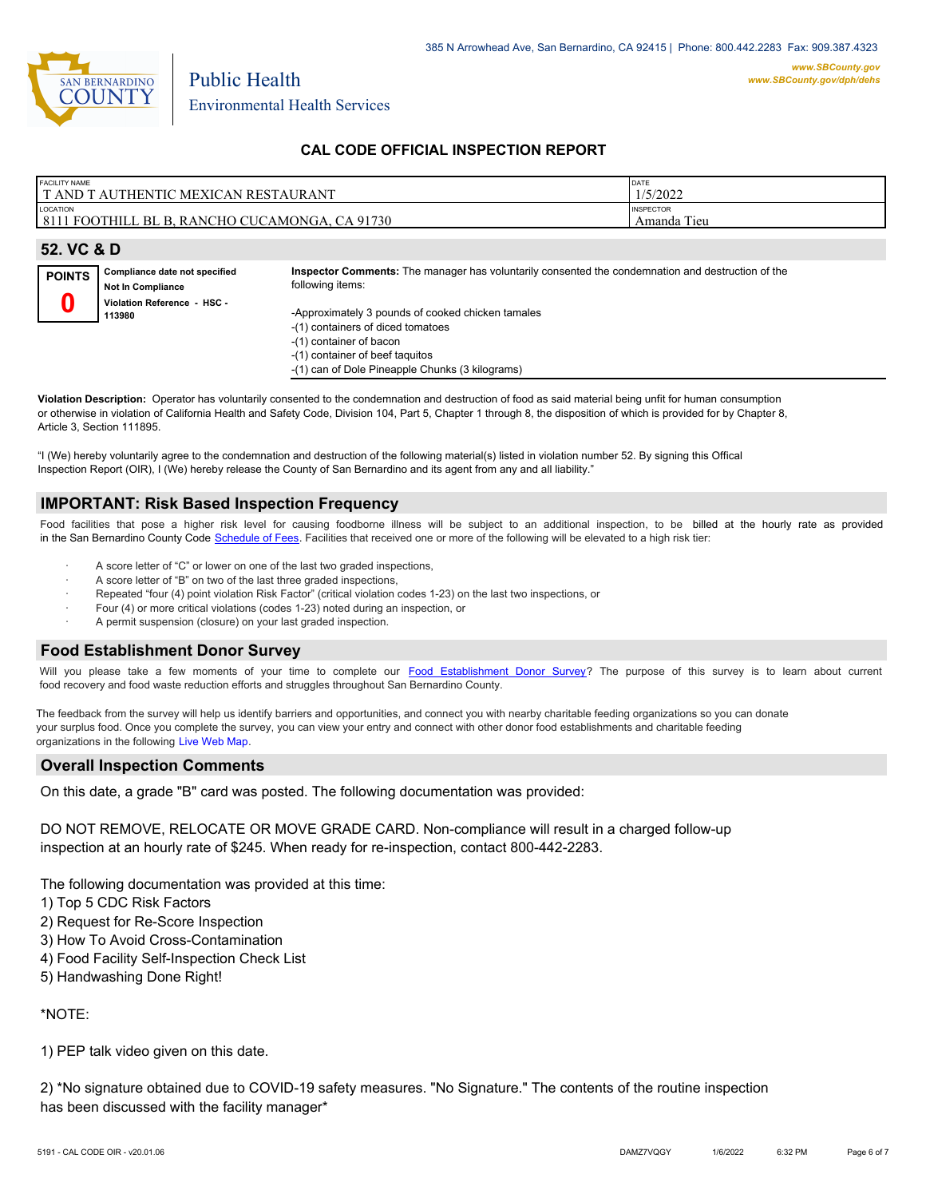385 N Arrowhead Ave, San Bernardino, CA 92415 | Phone: 800.442.2283 Fax: 909.387.4323

www.SBCounty.gov
www.SBCounty.gov/dph/dehs

SAN BERNARDINO COUNTY — Public Health, Environmental Health Services

## CAL CODE OFFICIAL INSPECTION REPORT

| FACILITY NAME | DATE |
|---|---|
| T AND T AUTHENTIC MEXICAN RESTAURANT | 1/5/2022 |
| **LOCATION** | **INSPECTOR** |
| 8111 FOOTHILL BL B, RANCHO CUCAMONGA, CA 91730 | Amanda Tieu |

## 52. VC & D

**POINTS** 0

**Compliance date not specified**
**Not In Compliance**
**Violation Reference - HSC - 113980**

**Inspector Comments:** The manager has voluntarily consented the condemnation and destruction of the following items:

-Approximately 3 pounds of cooked chicken tamales
-(1) containers of diced tomatoes
-(1) container of bacon
-(1) container of beef taquitos
-(1) can of Dole Pineapple Chunks (3 kilograms)

**Violation Description:** Operator has voluntarily consented to the condemnation and destruction of food as said material being unfit for human consumption or otherwise in violation of California Health and Safety Code, Division 104, Part 5, Chapter 1 through 8, the disposition of which is provided for by Chapter 8, Article 3, Section 111895.

"I (We) hereby voluntarily agree to the condemnation and destruction of the following material(s) listed in violation number 52. By signing this Offical Inspection Report (OIR), I (We) hereby release the County of San Bernardino and its agent from any and all liability."

## IMPORTANT: Risk Based Inspection Frequency

Food facilities that pose a higher risk level for causing foodborne illness will be subject to an additional inspection, to be billed at the hourly rate as provided in the San Bernardino County Code Schedule of Fees. Facilities that received one or more of the following will be elevated to a high risk tier:

- A score letter of "C" or lower on one of the last two graded inspections,
- A score letter of "B" on two of the last three graded inspections,
- Repeated "four (4) point violation Risk Factor" (critical violation codes 1-23) on the last two inspections, or
- Four (4) or more critical violations (codes 1-23) noted during an inspection, or
- A permit suspension (closure) on your last graded inspection.

## Food Establishment Donor Survey

Will you please take a few moments of your time to complete our Food Establishment Donor Survey? The purpose of this survey is to learn about current food recovery and food waste reduction efforts and struggles throughout San Bernardino County.

The feedback from the survey will help us identify barriers and opportunities, and connect you with nearby charitable feeding organizations so you can donate your surplus food. Once you complete the survey, you can view your entry and connect with other donor food establishments and charitable feeding organizations in the following Live Web Map.

## Overall Inspection Comments

On this date, a grade "B" card was posted. The following documentation was provided:

DO NOT REMOVE, RELOCATE OR MOVE GRADE CARD. Non-compliance will result in a charged follow-up inspection at an hourly rate of $245. When ready for re-inspection, contact 800-442-2283.

The following documentation was provided at this time:
1) Top 5 CDC Risk Factors
2) Request for Re-Score Inspection
3) How To Avoid Cross-Contamination
4) Food Facility Self-Inspection Check List
5) Handwashing Done Right!

*NOTE:

1) PEP talk video given on this date.

2) *No signature obtained due to COVID-19 safety measures. "No Signature." The contents of the routine inspection has been discussed with the facility manager*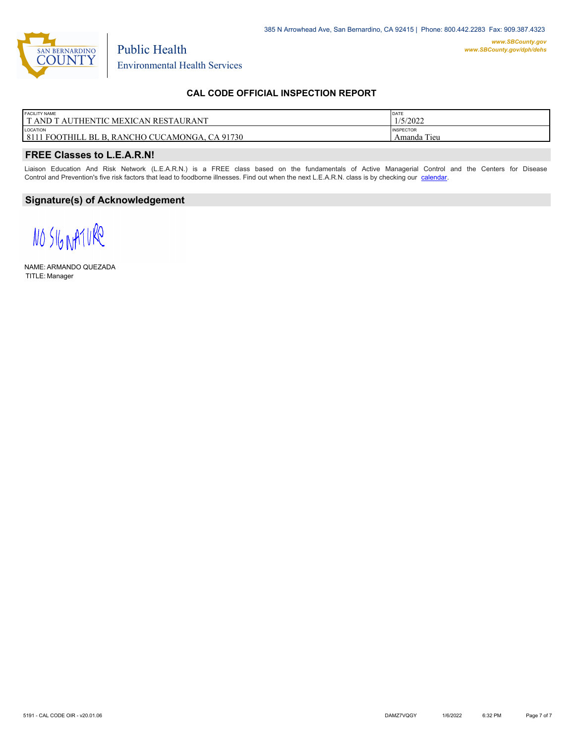385 N Arrowhead Ave, San Bernardino, CA 92415 | Phone: 800.442.2283 Fax: 909.387.4323

*www.SBCounty.gov*
*www.SBCounty.gov/dph/dehs*

Public Health
Environmental Health Services

### CAL CODE OFFICIAL INSPECTION REPORT

| FACILITY NAME | DATE |
|---|---|
| T AND T AUTHENTIC MEXICAN RESTAURANT | 1/5/2022 |
| **LOCATION** | **INSPECTOR** |
| 8111 FOOTHILL BL B, RANCHO CUCAMONGA, CA 91730 | Amanda Tieu |

## FREE Classes to L.E.A.R.N!

Liaison Education And Risk Network (L.E.A.R.N.) is a FREE class based on the fundamentals of Active Managerial Control and the Centers for Disease Control and Prevention's five risk factors that lead to foodborne illnesses. Find out when the next L.E.A.R.N. class is by checking our calendar.

## Signature(s) of Acknowledgement

NO SIGNATURE

NAME: ARMANDO QUEZADA
TITLE: Manager

5191 - CAL CODE OIR - v20.01.06 DAMZ7VQGY 1/6/2022 6:32 PM